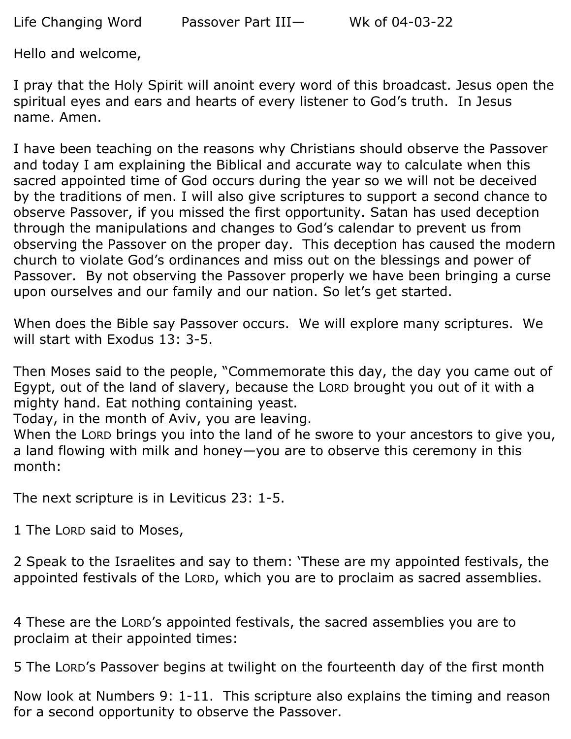Life Changing Word Passover Part III— Wk of 04-03-22

Hello and welcome,

I pray that the Holy Spirit will anoint every word of this broadcast. Jesus open the spiritual eyes and ears and hearts of every listener to God's truth. In Jesus name. Amen.

I have been teaching on the reasons why Christians should observe the Passover and today I am explaining the Biblical and accurate way to calculate when this sacred appointed time of God occurs during the year so we will not be deceived by the traditions of men. I will also give scriptures to support a second chance to observe Passover, if you missed the first opportunity. Satan has used deception through the manipulations and changes to God's calendar to prevent us from observing the Passover on the proper day. This deception has caused the modern church to violate God's ordinances and miss out on the blessings and power of Passover. By not observing the Passover properly we have been bringing a curse upon ourselves and our family and our nation. So let's get started.

When does the Bible say Passover occurs. We will explore many scriptures. We will start with Exodus 13: 3-5.

Then Moses said to the people, "Commemorate this day, the day you came out of Egypt, out of the land of slavery, because the LORD brought you out of it with a mighty hand. Eat nothing containing yeast.
Today, in the month of Aviv, you are leaving.
When the LORD brings you into the land of he swore to your ancestors to give you, a land flowing with milk and honey—you are to observe this ceremony in this month:

The next scripture is in Leviticus 23: 1-5.

1 The LORD said to Moses,

2 Speak to the Israelites and say to them: 'These are my appointed festivals, the appointed festivals of the LORD, which you are to proclaim as sacred assemblies.

4 These are the LORD's appointed festivals, the sacred assemblies you are to proclaim at their appointed times:

5 The LORD's Passover begins at twilight on the fourteenth day of the first month

Now look at Numbers 9: 1-11. This scripture also explains the timing and reason for a second opportunity to observe the Passover.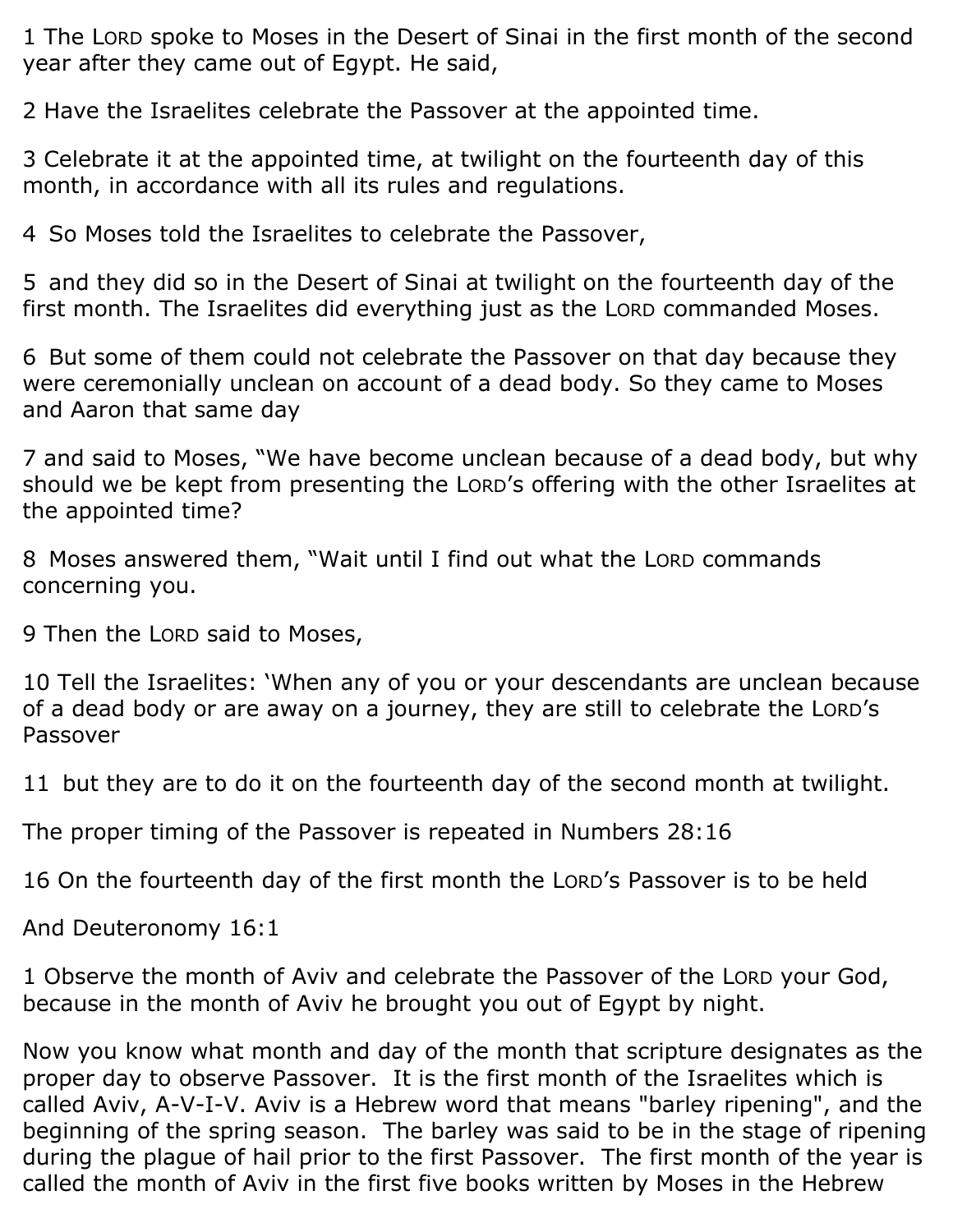1 The LORD spoke to Moses in the Desert of Sinai in the first month of the second year after they came out of Egypt. He said,

2 Have the Israelites celebrate the Passover at the appointed time.

3 Celebrate it at the appointed time, at twilight on the fourteenth day of this month, in accordance with all its rules and regulations.

4 So Moses told the Israelites to celebrate the Passover,

5 and they did so in the Desert of Sinai at twilight on the fourteenth day of the first month. The Israelites did everything just as the LORD commanded Moses.

6 But some of them could not celebrate the Passover on that day because they were ceremonially unclean on account of a dead body. So they came to Moses and Aaron that same day

7 and said to Moses, "We have become unclean because of a dead body, but why should we be kept from presenting the LORD's offering with the other Israelites at the appointed time?

8 Moses answered them, "Wait until I find out what the LORD commands concerning you.

9 Then the LORD said to Moses,

10 Tell the Israelites: 'When any of you or your descendants are unclean because of a dead body or are away on a journey, they are still to celebrate the LORD's Passover

11 but they are to do it on the fourteenth day of the second month at twilight.

The proper timing of the Passover is repeated in Numbers 28:16

16 On the fourteenth day of the first month the LORD's Passover is to be held

And Deuteronomy 16:1

1 Observe the month of Aviv and celebrate the Passover of the LORD your God, because in the month of Aviv he brought you out of Egypt by night.

Now you know what month and day of the month that scripture designates as the proper day to observe Passover. It is the first month of the Israelites which is called Aviv, A-V-I-V. Aviv is a Hebrew word that means "barley ripening", and the beginning of the spring season. The barley was said to be in the stage of ripening during the plague of hail prior to the first Passover. The first month of the year is called the month of Aviv in the first five books written by Moses in the Hebrew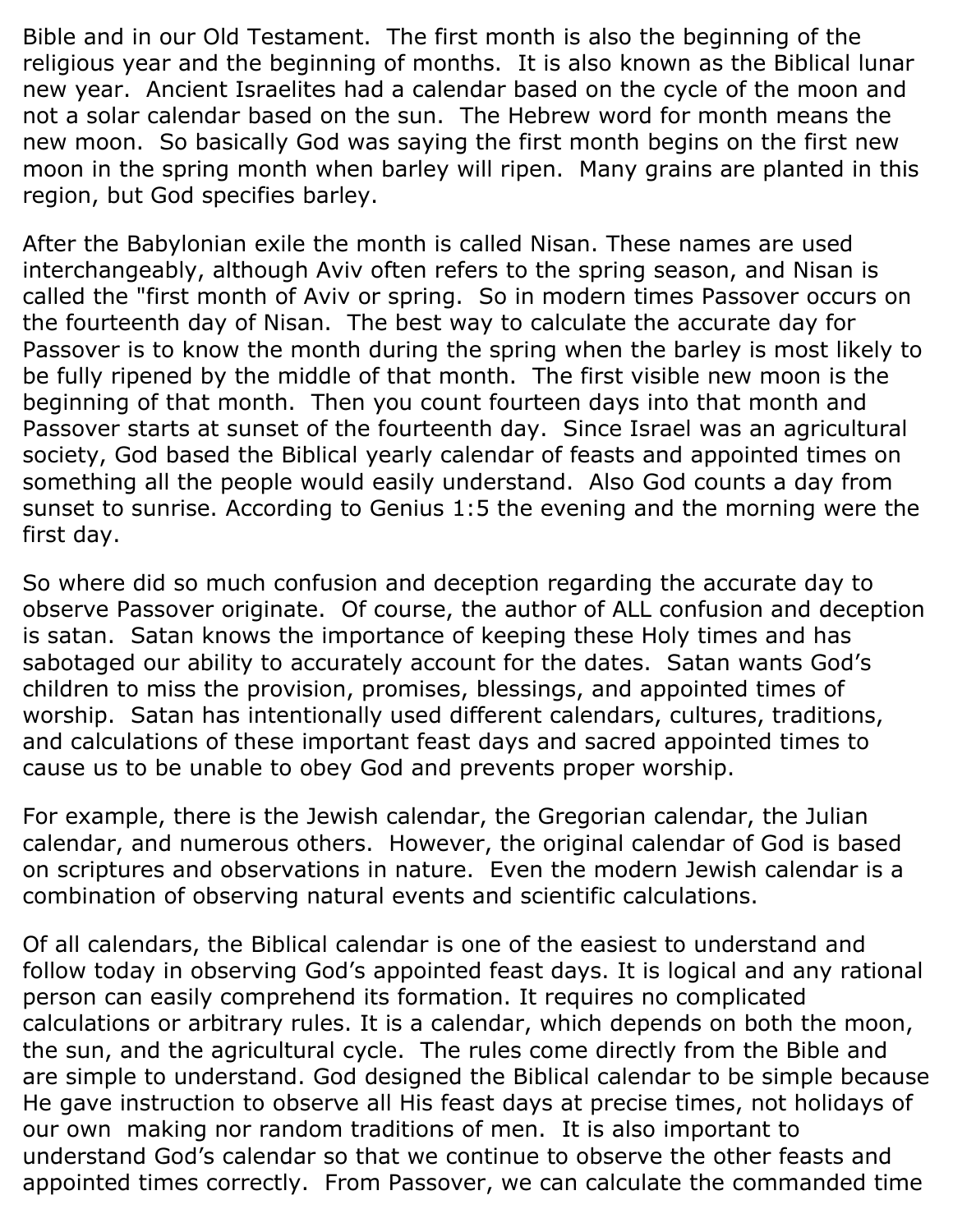Bible and in our Old Testament. The first month is also the beginning of the religious year and the beginning of months. It is also known as the Biblical lunar new year. Ancient Israelites had a calendar based on the cycle of the moon and not a solar calendar based on the sun. The Hebrew word for month means the new moon. So basically God was saying the first month begins on the first new moon in the spring month when barley will ripen. Many grains are planted in this region, but God specifies barley.

After the Babylonian exile the month is called Nisan. These names are used interchangeably, although Aviv often refers to the spring season, and Nisan is called the "first month of Aviv or spring. So in modern times Passover occurs on the fourteenth day of Nisan. The best way to calculate the accurate day for Passover is to know the month during the spring when the barley is most likely to be fully ripened by the middle of that month. The first visible new moon is the beginning of that month. Then you count fourteen days into that month and Passover starts at sunset of the fourteenth day. Since Israel was an agricultural society, God based the Biblical yearly calendar of feasts and appointed times on something all the people would easily understand. Also God counts a day from sunset to sunrise. According to Genius 1:5 the evening and the morning were the first day.

So where did so much confusion and deception regarding the accurate day to observe Passover originate. Of course, the author of ALL confusion and deception is satan. Satan knows the importance of keeping these Holy times and has sabotaged our ability to accurately account for the dates. Satan wants God's children to miss the provision, promises, blessings, and appointed times of worship. Satan has intentionally used different calendars, cultures, traditions, and calculations of these important feast days and sacred appointed times to cause us to be unable to obey God and prevents proper worship.

For example, there is the Jewish calendar, the Gregorian calendar, the Julian calendar, and numerous others. However, the original calendar of God is based on scriptures and observations in nature. Even the modern Jewish calendar is a combination of observing natural events and scientific calculations.

Of all calendars, the Biblical calendar is one of the easiest to understand and follow today in observing God's appointed feast days. It is logical and any rational person can easily comprehend its formation. It requires no complicated calculations or arbitrary rules. It is a calendar, which depends on both the moon, the sun, and the agricultural cycle. The rules come directly from the Bible and are simple to understand. God designed the Biblical calendar to be simple because He gave instruction to observe all His feast days at precise times, not holidays of our own making nor random traditions of men. It is also important to understand God's calendar so that we continue to observe the other feasts and appointed times correctly. From Passover, we can calculate the commanded time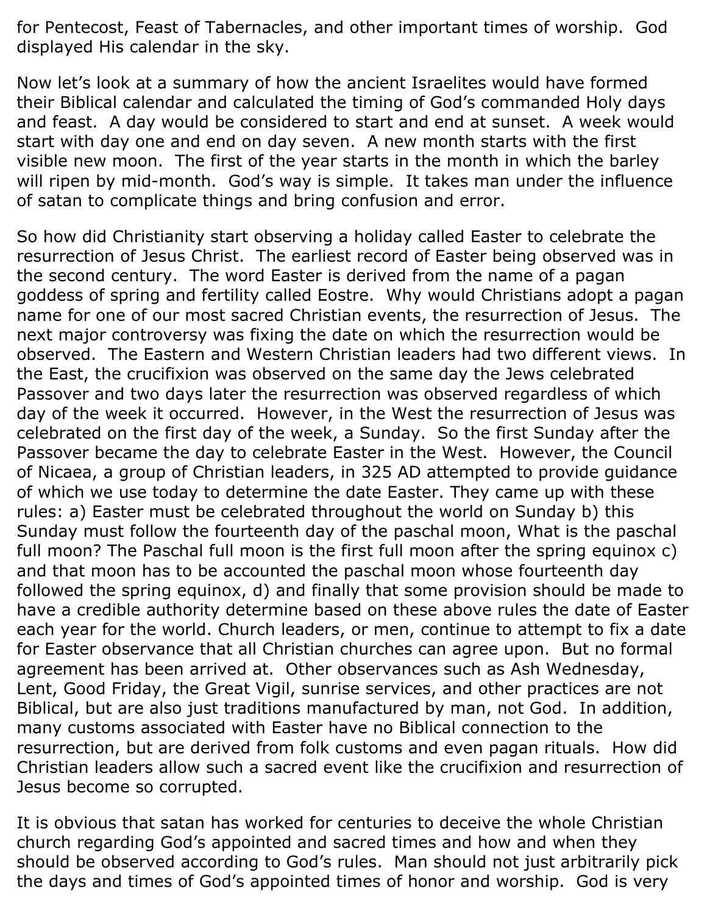for Pentecost, Feast of Tabernacles, and other important times of worship. God displayed His calendar in the sky.

Now let's look at a summary of how the ancient Israelites would have formed their Biblical calendar and calculated the timing of God's commanded Holy days and feast. A day would be considered to start and end at sunset. A week would start with day one and end on day seven. A new month starts with the first visible new moon. The first of the year starts in the month in which the barley will ripen by mid-month. God's way is simple. It takes man under the influence of satan to complicate things and bring confusion and error.

So how did Christianity start observing a holiday called Easter to celebrate the resurrection of Jesus Christ. The earliest record of Easter being observed was in the second century. The word Easter is derived from the name of a pagan goddess of spring and fertility called Eostre. Why would Christians adopt a pagan name for one of our most sacred Christian events, the resurrection of Jesus. The next major controversy was fixing the date on which the resurrection would be observed. The Eastern and Western Christian leaders had two different views. In the East, the crucifixion was observed on the same day the Jews celebrated Passover and two days later the resurrection was observed regardless of which day of the week it occurred. However, in the West the resurrection of Jesus was celebrated on the first day of the week, a Sunday. So the first Sunday after the Passover became the day to celebrate Easter in the West. However, the Council of Nicaea, a group of Christian leaders, in 325 AD attempted to provide guidance of which we use today to determine the date Easter. They came up with these rules: a) Easter must be celebrated throughout the world on Sunday b) this Sunday must follow the fourteenth day of the paschal moon, What is the paschal full moon? The Paschal full moon is the first full moon after the spring equinox c) and that moon has to be accounted the paschal moon whose fourteenth day followed the spring equinox, d) and finally that some provision should be made to have a credible authority determine based on these above rules the date of Easter each year for the world. Church leaders, or men, continue to attempt to fix a date for Easter observance that all Christian churches can agree upon. But no formal agreement has been arrived at. Other observances such as Ash Wednesday, Lent, Good Friday, the Great Vigil, sunrise services, and other practices are not Biblical, but are also just traditions manufactured by man, not God. In addition, many customs associated with Easter have no Biblical connection to the resurrection, but are derived from folk customs and even pagan rituals. How did Christian leaders allow such a sacred event like the crucifixion and resurrection of Jesus become so corrupted.

It is obvious that satan has worked for centuries to deceive the whole Christian church regarding God's appointed and sacred times and how and when they should be observed according to God's rules. Man should not just arbitrarily pick the days and times of God's appointed times of honor and worship. God is very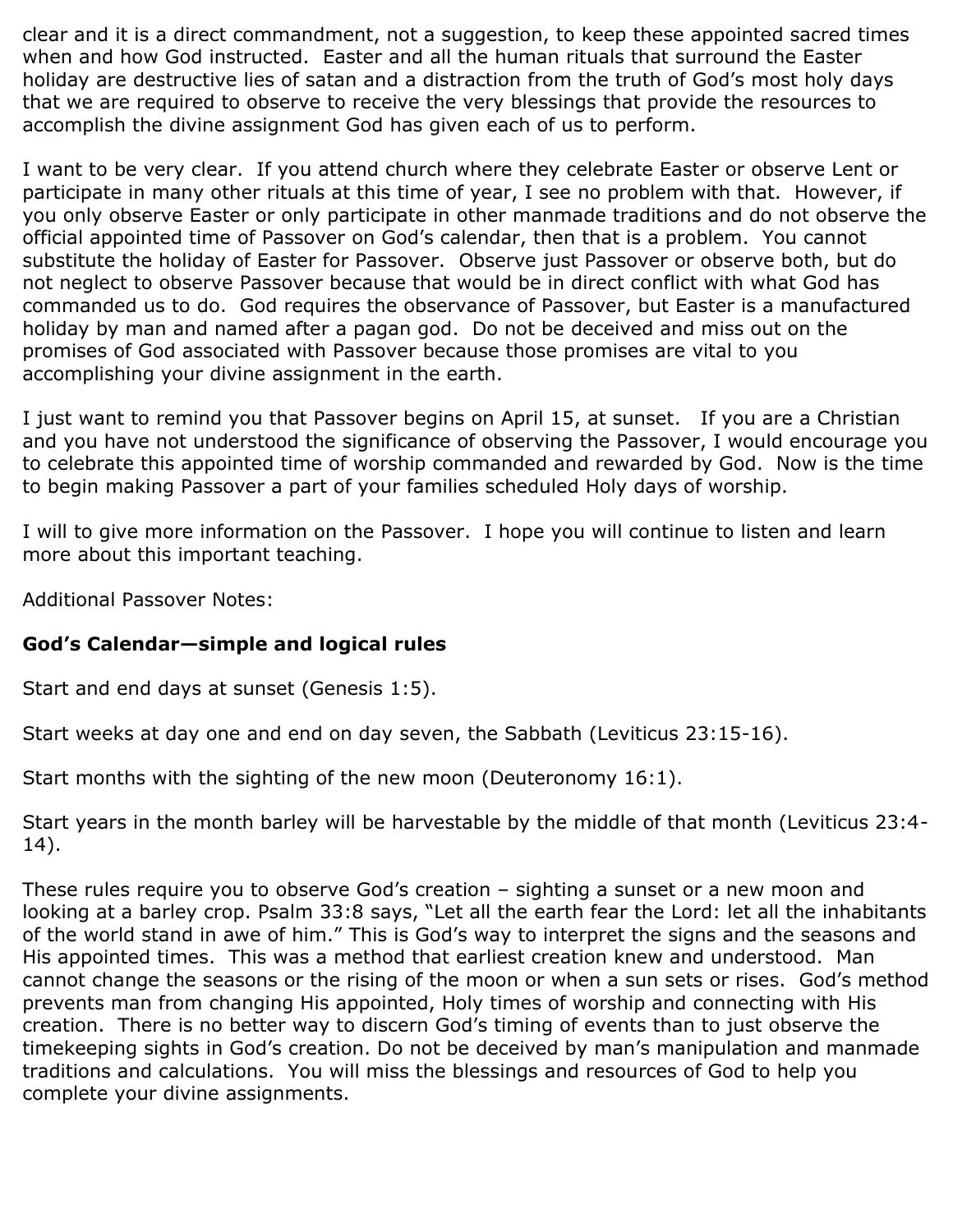clear and it is a direct commandment, not a suggestion, to keep these appointed sacred times when and how God instructed. Easter and all the human rituals that surround the Easter holiday are destructive lies of satan and a distraction from the truth of God's most holy days that we are required to observe to receive the very blessings that provide the resources to accomplish the divine assignment God has given each of us to perform.

I want to be very clear. If you attend church where they celebrate Easter or observe Lent or participate in many other rituals at this time of year, I see no problem with that. However, if you only observe Easter or only participate in other manmade traditions and do not observe the official appointed time of Passover on God's calendar, then that is a problem. You cannot substitute the holiday of Easter for Passover. Observe just Passover or observe both, but do not neglect to observe Passover because that would be in direct conflict with what God has commanded us to do. God requires the observance of Passover, but Easter is a manufactured holiday by man and named after a pagan god. Do not be deceived and miss out on the promises of God associated with Passover because those promises are vital to you accomplishing your divine assignment in the earth.

I just want to remind you that Passover begins on April 15, at sunset. If you are a Christian and you have not understood the significance of observing the Passover, I would encourage you to celebrate this appointed time of worship commanded and rewarded by God. Now is the time to begin making Passover a part of your families scheduled Holy days of worship.

I will to give more information on the Passover. I hope you will continue to listen and learn more about this important teaching.

Additional Passover Notes:

**God's Calendar—simple and logical rules**

Start and end days at sunset (Genesis 1:5).

Start weeks at day one and end on day seven, the Sabbath (Leviticus 23:15-16).

Start months with the sighting of the new moon (Deuteronomy 16:1).

Start years in the month barley will be harvestable by the middle of that month (Leviticus 23:4-14).

These rules require you to observe God's creation – sighting a sunset or a new moon and looking at a barley crop. Psalm 33:8 says, "Let all the earth fear the Lord: let all the inhabitants of the world stand in awe of him." This is God's way to interpret the signs and the seasons and His appointed times. This was a method that earliest creation knew and understood. Man cannot change the seasons or the rising of the moon or when a sun sets or rises. God's method prevents man from changing His appointed, Holy times of worship and connecting with His creation. There is no better way to discern God's timing of events than to just observe the timekeeping sights in God's creation. Do not be deceived by man's manipulation and manmade traditions and calculations. You will miss the blessings and resources of God to help you complete your divine assignments.